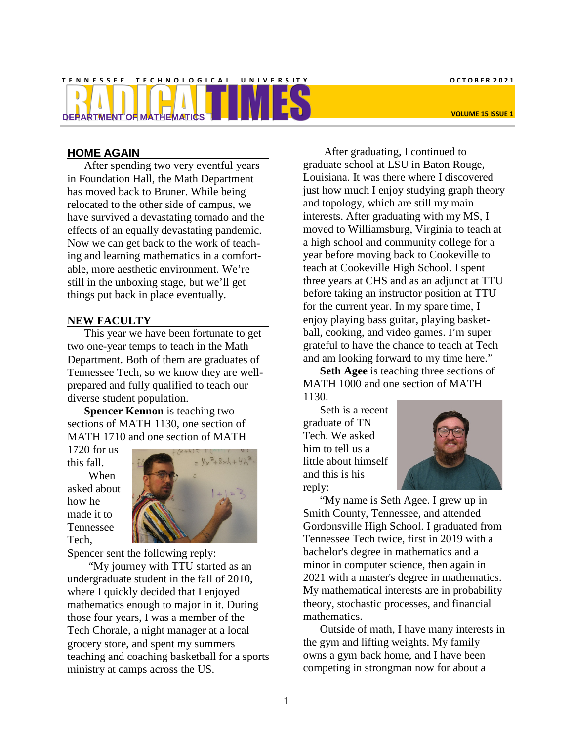TENNESSEE TECHNOLOGICAL UNIVERSITY

# RADICAL TIMES

DEPARTMENT OF MATHEMATICS

OCTOBER 2021

VOLUME 15 ISSUE 1

## HOME AGAIN

After spending two very eventful years in Foundation Hall, the Math Department has moved back to Bruner. While being relocated to the other side of campus, we have survived a devastating tornado and the effects of an equally devastating pandemic. Now we can get back to the work of teaching and learning mathematics in a comfortable, more aesthetic environment. We're still in the unboxing stage, but we'll get things put back in place eventually.

## NEW FACULTY

This year we have been fortunate to get two one-year temps to teach in the Math Department. Both of them are graduates of Tennessee Tech, so we know they are well-prepared and fully qualified to teach our diverse student population.

**Spencer Kennon** is teaching two sections of MATH 1130, one section of MATH 1710 and one section of MATH 1720 for us this fall.

When asked about how he made it to Tennessee Tech, Spencer sent the following reply:

"My journey with TTU started as an undergraduate student in the fall of 2010, where I quickly decided that I enjoyed mathematics enough to major in it. During those four years, I was a member of the Tech Chorale, a night manager at a local grocery store, and spent my summers teaching and coaching basketball for a sports ministry at camps across the US.

After graduating, I continued to graduate school at LSU in Baton Rouge, Louisiana. It was there where I discovered just how much I enjoy studying graph theory and topology, which are still my main interests. After graduating with my MS, I moved to Williamsburg, Virginia to teach at a high school and community college for a year before moving back to Cookeville to teach at Cookeville High School. I spent three years at CHS and as an adjunct at TTU before taking an instructor position at TTU for the current year. In my spare time, I enjoy playing bass guitar, playing basketball, cooking, and video games. I'm super grateful to have the chance to teach at Tech and am looking forward to my time here."

**Seth Agee** is teaching three sections of MATH 1000 and one section of MATH 1130.

Seth is a recent graduate of TN Tech. We asked him to tell us a little about himself and this is his reply:

"My name is Seth Agee. I grew up in Smith County, Tennessee, and attended Gordonsville High School. I graduated from Tennessee Tech twice, first in 2019 with a bachelor's degree in mathematics and a minor in computer science, then again in 2021 with a master's degree in mathematics. My mathematical interests are in probability theory, stochastic processes, and financial mathematics.

Outside of math, I have many interests in the gym and lifting weights. My family owns a gym back home, and I have been competing in strongman now for about a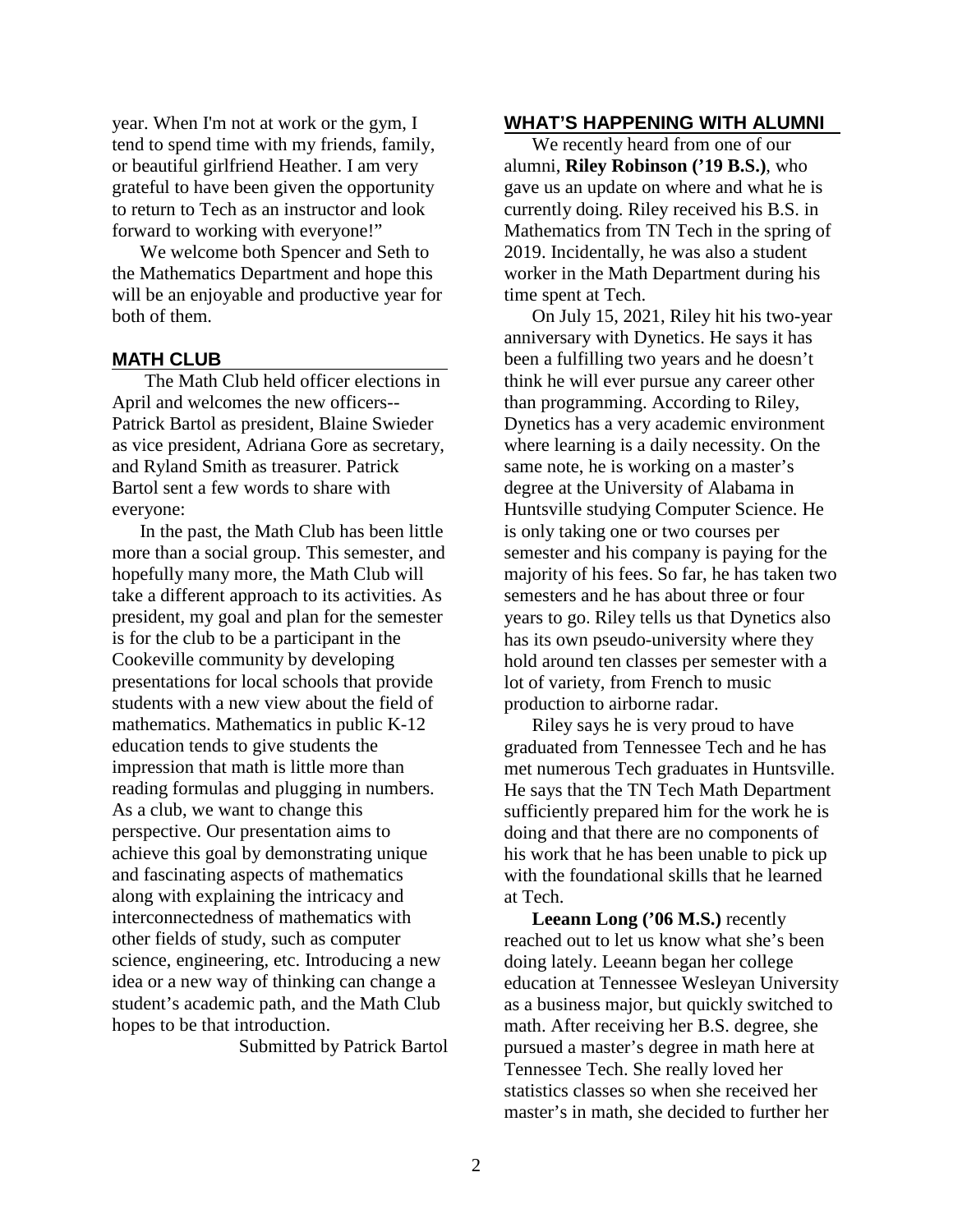year. When I'm not at work or the gym, I tend to spend time with my friends, family, or beautiful girlfriend Heather. I am very grateful to have been given the opportunity to return to Tech as an instructor and look forward to working with everyone!"

We welcome both Spencer and Seth to the Mathematics Department and hope this will be an enjoyable and productive year for both of them.

## MATH CLUB

The Math Club held officer elections in April and welcomes the new officers--Patrick Bartol as president, Blaine Swieder as vice president, Adriana Gore as secretary, and Ryland Smith as treasurer. Patrick Bartol sent a few words to share with everyone:

In the past, the Math Club has been little more than a social group. This semester, and hopefully many more, the Math Club will take a different approach to its activities. As president, my goal and plan for the semester is for the club to be a participant in the Cookeville community by developing presentations for local schools that provide students with a new view about the field of mathematics. Mathematics in public K-12 education tends to give students the impression that math is little more than reading formulas and plugging in numbers. As a club, we want to change this perspective. Our presentation aims to achieve this goal by demonstrating unique and fascinating aspects of mathematics along with explaining the intricacy and interconnectedness of mathematics with other fields of study, such as computer science, engineering, etc. Introducing a new idea or a new way of thinking can change a student's academic path, and the Math Club hopes to be that introduction.

Submitted by Patrick Bartol

## WHAT'S HAPPENING WITH ALUMNI

We recently heard from one of our alumni, **Riley Robinson ('19 B.S.)**, who gave us an update on where and what he is currently doing. Riley received his B.S. in Mathematics from TN Tech in the spring of 2019. Incidentally, he was also a student worker in the Math Department during his time spent at Tech.

On July 15, 2021, Riley hit his two-year anniversary with Dynetics. He says it has been a fulfilling two years and he doesn't think he will ever pursue any career other than programming. According to Riley, Dynetics has a very academic environment where learning is a daily necessity. On the same note, he is working on a master's degree at the University of Alabama in Huntsville studying Computer Science. He is only taking one or two courses per semester and his company is paying for the majority of his fees. So far, he has taken two semesters and he has about three or four years to go. Riley tells us that Dynetics also has its own pseudo-university where they hold around ten classes per semester with a lot of variety, from French to music production to airborne radar.

Riley says he is very proud to have graduated from Tennessee Tech and he has met numerous Tech graduates in Huntsville. He says that the TN Tech Math Department sufficiently prepared him for the work he is doing and that there are no components of his work that he has been unable to pick up with the foundational skills that he learned at Tech.

**Leeann Long ('06 M.S.)** recently reached out to let us know what she's been doing lately. Leeann began her college education at Tennessee Wesleyan University as a business major, but quickly switched to math. After receiving her B.S. degree, she pursued a master's degree in math here at Tennessee Tech. She really loved her statistics classes so when she received her master's in math, she decided to further her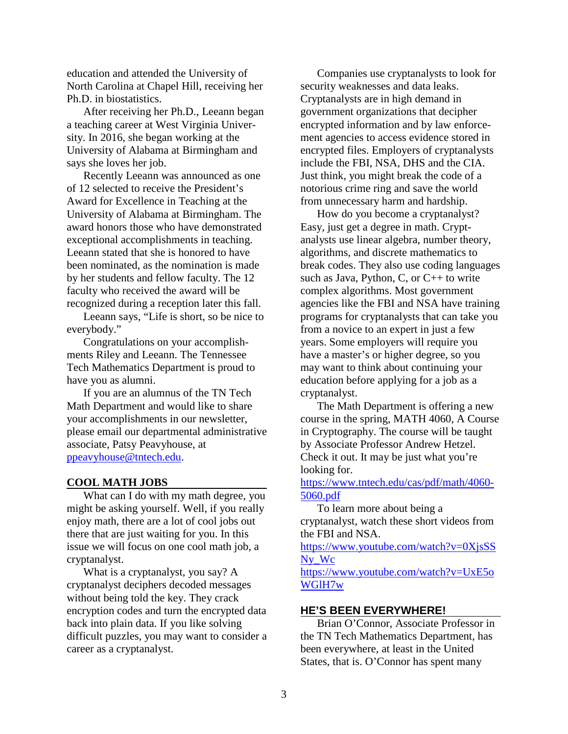education and attended the University of North Carolina at Chapel Hill, receiving her Ph.D. in biostatistics.

After receiving her Ph.D., Leeann began a teaching career at West Virginia University. In 2016, she began working at the University of Alabama at Birmingham and says she loves her job.

Recently Leeann was announced as one of 12 selected to receive the President's Award for Excellence in Teaching at the University of Alabama at Birmingham. The award honors those who have demonstrated exceptional accomplishments in teaching. Leeann stated that she is honored to have been nominated, as the nomination is made by her students and fellow faculty. The 12 faculty who received the award will be recognized during a reception later this fall.

Leeann says, "Life is short, so be nice to everybody."

Congratulations on your accomplishments Riley and Leeann. The Tennessee Tech Mathematics Department is proud to have you as alumni.

If you are an alumnus of the TN Tech Math Department and would like to share your accomplishments in our newsletter, please email our departmental administrative associate, Patsy Peavyhouse, at [ppeavyhouse@tntech.edu](mailto:ppeavyhouse@tntech.edu).

## COOL MATH JOBS

What can I do with my math degree, you might be asking yourself. Well, if you really enjoy math, there are a lot of cool jobs out there that are just waiting for you. In this issue we will focus on one cool math job, a cryptanalyst.

What is a cryptanalyst, you say? A cryptanalyst deciphers decoded messages without being told the key. They crack encryption codes and turn the encrypted data back into plain data. If you like solving difficult puzzles, you may want to consider a career as a cryptanalyst.

Companies use cryptanalysts to look for security weaknesses and data leaks. Cryptanalysts are in high demand in government organizations that decipher encrypted information and by law enforcement agencies to access evidence stored in encrypted files. Employers of cryptanalysts include the FBI, NSA, DHS and the CIA. Just think, you might break the code of a notorious crime ring and save the world from unnecessary harm and hardship.

How do you become a cryptanalyst? Easy, just get a degree in math. Cryptanalysts use linear algebra, number theory, algorithms, and discrete mathematics to break codes. They also use coding languages such as Java, Python, C, or C++ to write complex algorithms. Most government agencies like the FBI and NSA have training programs for cryptanalysts that can take you from a novice to an expert in just a few years. Some employers will require you have a master's or higher degree, so you may want to think about continuing your education before applying for a job as a cryptanalyst.

The Math Department is offering a new course in the spring, MATH 4060, A Course in Cryptography. The course will be taught by Associate Professor Andrew Hetzel. Check it out. It may be just what you're looking for.
[https://www.tntech.edu/cas/pdf/math/4060-5060.pdf](https://www.tntech.edu/cas/pdf/math/4060-5060.pdf)

To learn more about being a cryptanalyst, watch these short videos from the FBI and NSA.
[https://www.youtube.com/watch?v=0XjsSSNy_Wc](https://www.youtube.com/watch?v=0XjsSSNy_Wc)
[https://www.youtube.com/watch?v=UxE5oWGlH7w](https://www.youtube.com/watch?v=UxE5oWGlH7w)

## HE'S BEEN EVERYWHERE!

Brian O'Connor, Associate Professor in the TN Tech Mathematics Department, has been everywhere, at least in the United States, that is. O'Connor has spent many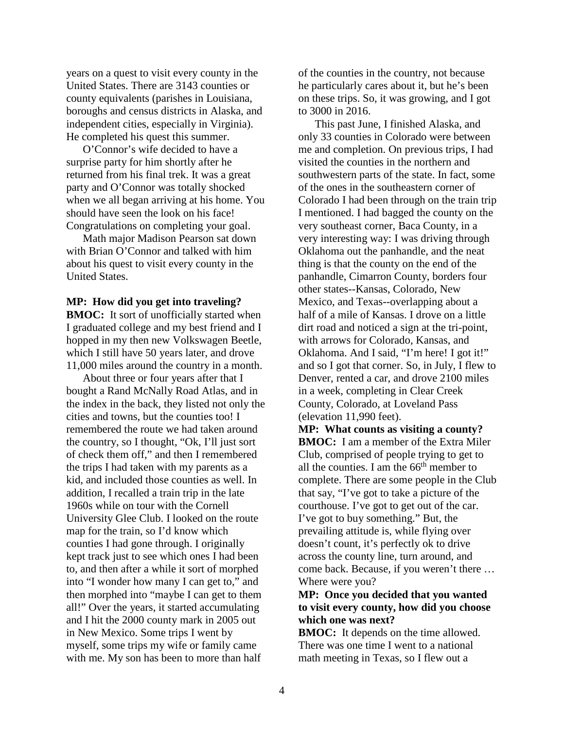years on a quest to visit every county in the United States. There are 3143 counties or county equivalents (parishes in Louisiana, boroughs and census districts in Alaska, and independent cities, especially in Virginia). He completed his quest this summer.

O'Connor's wife decided to have a surprise party for him shortly after he returned from his final trek. It was a great party and O'Connor was totally shocked when we all began arriving at his home. You should have seen the look on his face! Congratulations on completing your goal.

Math major Madison Pearson sat down with Brian O'Connor and talked with him about his quest to visit every county in the United States.

**MP: How did you get into traveling?**
**BMOC:** It sort of unofficially started when I graduated college and my best friend and I hopped in my then new Volkswagen Beetle, which I still have 50 years later, and drove 11,000 miles around the country in a month.

About three or four years after that I bought a Rand McNally Road Atlas, and in the index in the back, they listed not only the cities and towns, but the counties too! I remembered the route we had taken around the country, so I thought, "Ok, I'll just sort of check them off," and then I remembered the trips I had taken with my parents as a kid, and included those counties as well. In addition, I recalled a train trip in the late 1960s while on tour with the Cornell University Glee Club. I looked on the route map for the train, so I'd know which counties I had gone through. I originally kept track just to see which ones I had been to, and then after a while it sort of morphed into "I wonder how many I can get to," and then morphed into "maybe I can get to them all!" Over the years, it started accumulating and I hit the 2000 county mark in 2005 out in New Mexico. Some trips I went by myself, some trips my wife or family came with me. My son has been to more than half of the counties in the country, not because he particularly cares about it, but he's been on these trips. So, it was growing, and I got to 3000 in 2016.

This past June, I finished Alaska, and only 33 counties in Colorado were between me and completion. On previous trips, I had visited the counties in the northern and southwestern parts of the state. In fact, some of the ones in the southeastern corner of Colorado I had been through on the train trip I mentioned. I had bagged the county on the very southeast corner, Baca County, in a very interesting way: I was driving through Oklahoma out the panhandle, and the neat thing is that the county on the end of the panhandle, Cimarron County, borders four other states--Kansas, Colorado, New Mexico, and Texas--overlapping about a half of a mile of Kansas. I drove on a little dirt road and noticed a sign at the tri-point, with arrows for Colorado, Kansas, and Oklahoma. And I said, "I'm here! I got it!" and so I got that corner. So, in July, I flew to Denver, rented a car, and drove 2100 miles in a week, completing in Clear Creek County, Colorado, at Loveland Pass (elevation 11,990 feet).

**MP: What counts as visiting a county?**
**BMOC:** I am a member of the Extra Miler Club, comprised of people trying to get to all the counties. I am the 66th member to complete. There are some people in the Club that say, "I've got to take a picture of the courthouse. I've got to get out of the car. I've got to buy something." But, the prevailing attitude is, while flying over doesn't count, it's perfectly ok to drive across the county line, turn around, and come back. Because, if you weren't there … Where were you?

**MP: Once you decided that you wanted to visit every county, how did you choose which one was next?**
**BMOC:** It depends on the time allowed. There was one time I went to a national math meeting in Texas, so I flew out a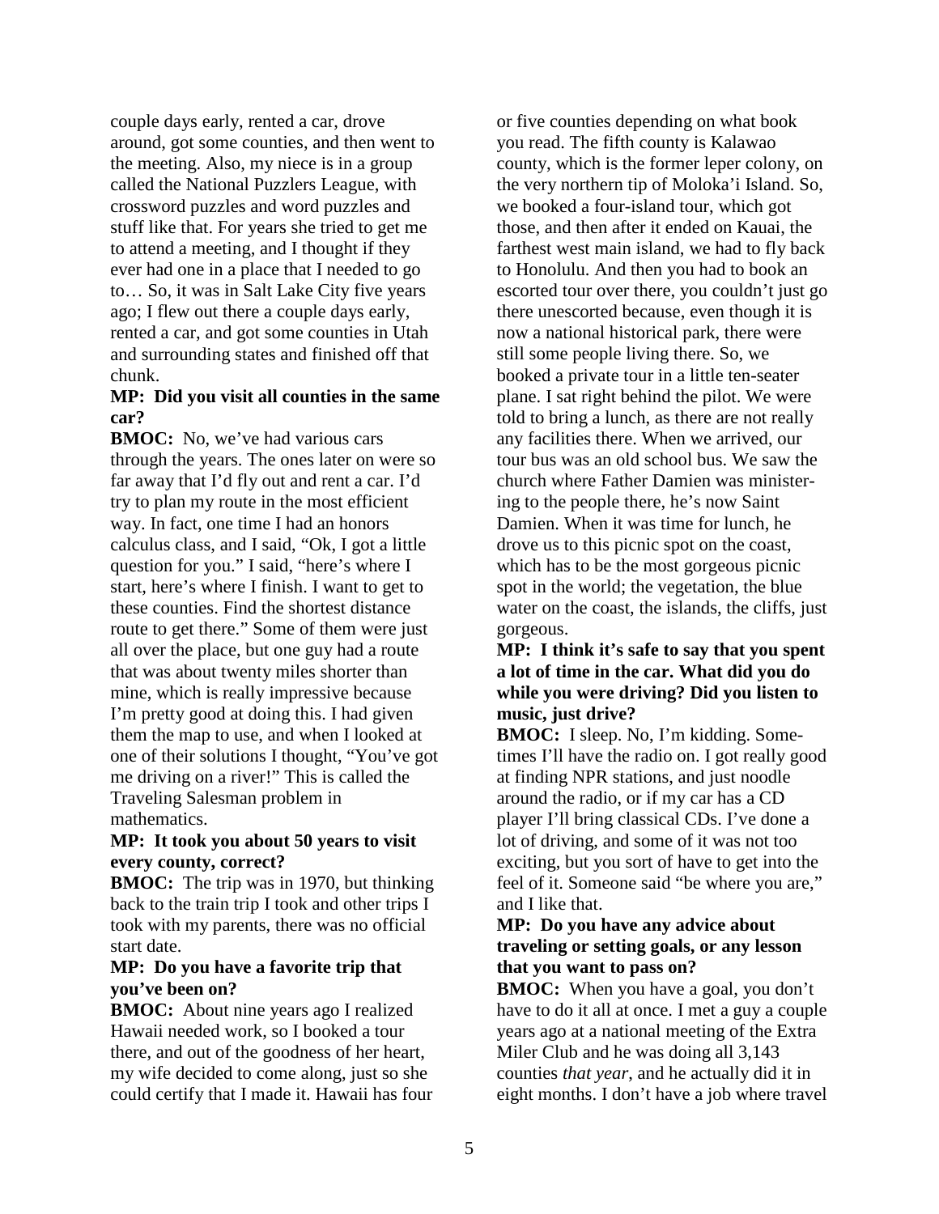couple days early, rented a car, drove around, got some counties, and then went to the meeting. Also, my niece is in a group called the National Puzzlers League, with crossword puzzles and word puzzles and stuff like that. For years she tried to get me to attend a meeting, and I thought if they ever had one in a place that I needed to go to… So, it was in Salt Lake City five years ago; I flew out there a couple days early, rented a car, and got some counties in Utah and surrounding states and finished off that chunk.

**MP: Did you visit all counties in the same car?**

**BMOC:** No, we've had various cars through the years. The ones later on were so far away that I'd fly out and rent a car. I'd try to plan my route in the most efficient way. In fact, one time I had an honors calculus class, and I said, "Ok, I got a little question for you." I said, "here's where I start, here's where I finish. I want to get to these counties. Find the shortest distance route to get there." Some of them were just all over the place, but one guy had a route that was about twenty miles shorter than mine, which is really impressive because I'm pretty good at doing this. I had given them the map to use, and when I looked at one of their solutions I thought, "You've got me driving on a river!" This is called the Traveling Salesman problem in mathematics.

**MP: It took you about 50 years to visit every county, correct?**

**BMOC:** The trip was in 1970, but thinking back to the train trip I took and other trips I took with my parents, there was no official start date.

**MP: Do you have a favorite trip that you've been on?**

**BMOC:** About nine years ago I realized Hawaii needed work, so I booked a tour there, and out of the goodness of her heart, my wife decided to come along, just so she could certify that I made it. Hawaii has four or five counties depending on what book you read. The fifth county is Kalawao county, which is the former leper colony, on the very northern tip of Moloka'i Island. So, we booked a four-island tour, which got those, and then after it ended on Kauai, the farthest west main island, we had to fly back to Honolulu. And then you had to book an escorted tour over there, you couldn't just go there unescorted because, even though it is now a national historical park, there were still some people living there. So, we booked a private tour in a little ten-seater plane. I sat right behind the pilot. We were told to bring a lunch, as there are not really any facilities there. When we arrived, our tour bus was an old school bus. We saw the church where Father Damien was ministering to the people there, he's now Saint Damien. When it was time for lunch, he drove us to this picnic spot on the coast, which has to be the most gorgeous picnic spot in the world; the vegetation, the blue water on the coast, the islands, the cliffs, just gorgeous.

**MP: I think it's safe to say that you spent a lot of time in the car. What did you do while you were driving? Did you listen to music, just drive?**

**BMOC:** I sleep. No, I'm kidding. Sometimes I'll have the radio on. I got really good at finding NPR stations, and just noodle around the radio, or if my car has a CD player I'll bring classical CDs. I've done a lot of driving, and some of it was not too exciting, but you sort of have to get into the feel of it. Someone said "be where you are," and I like that.

**MP: Do you have any advice about traveling or setting goals, or any lesson that you want to pass on?**

**BMOC:** When you have a goal, you don't have to do it all at once. I met a guy a couple years ago at a national meeting of the Extra Miler Club and he was doing all 3,143 counties *that year*, and he actually did it in eight months. I don't have a job where travel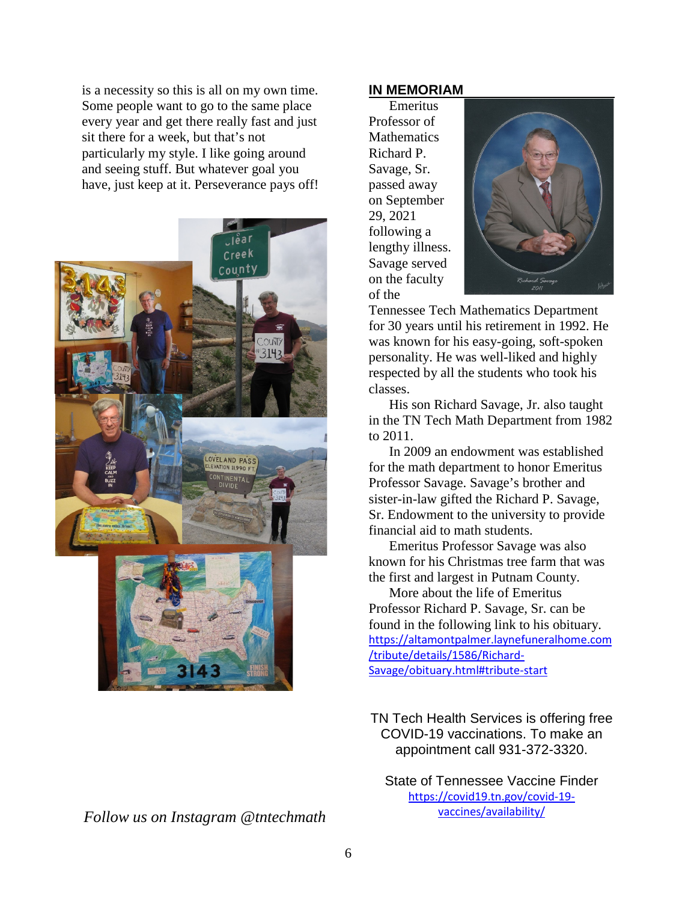is a necessity so this is all on my own time. Some people want to go to the same place every year and get there really fast and just sit there for a week, but that's not particularly my style. I like going around and seeing stuff. But whatever goal you have, just keep at it. Perseverance pays off!

*Follow us on Instagram @tntechmath*

## IN MEMORIAM

Emeritus Professor of Mathematics Richard P. Savage, Sr. passed away on September 29, 2021 following a lengthy illness. Savage served on the faculty of the Tennessee Tech Mathematics Department for 30 years until his retirement in 1992. He was known for his easy-going, soft-spoken personality. He was well-liked and highly respected by all the students who took his classes.

His son Richard Savage, Jr. also taught in the TN Tech Math Department from 1982 to 2011.

In 2009 an endowment was established for the math department to honor Emeritus Professor Savage. Savage's brother and sister-in-law gifted the Richard P. Savage, Sr. Endowment to the university to provide financial aid to math students.

Emeritus Professor Savage was also known for his Christmas tree farm that was the first and largest in Putnam County.

More about the life of Emeritus Professor Richard P. Savage, Sr. can be found in the following link to his obituary. https://altamontpalmer.laynefuneralhome.com/tribute/details/1586/Richard-Savage/obituary.html#tribute-start

TN Tech Health Services is offering free COVID-19 vaccinations. To make an appointment call 931-372-3320.

State of Tennessee Vaccine Finder
https://covid19.tn.gov/covid-19-vaccines/availability/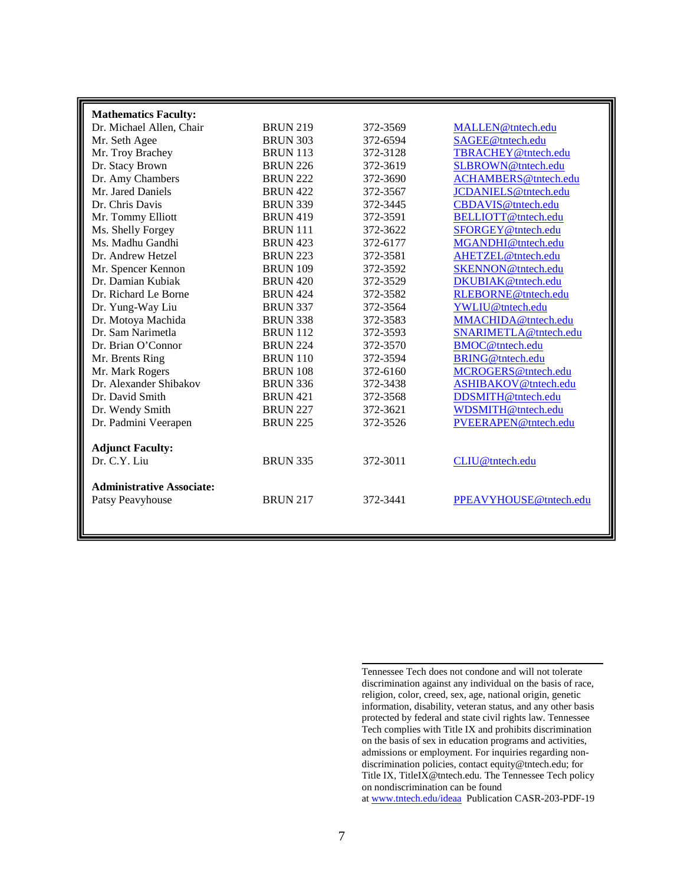| | | | |
|---|---|---|---|
| **Mathematics Faculty:** | | | |
| Dr. Michael Allen, Chair | BRUN 219 | 372-3569 | MALLEN@tntech.edu |
| Mr. Seth Agee | BRUN 303 | 372-6594 | SAGEE@tntech.edu |
| Mr. Troy Brachey | BRUN 113 | 372-3128 | TBRACHEY@tntech.edu |
| Dr. Stacy Brown | BRUN 226 | 372-3619 | SLBROWN@tntech.edu |
| Dr. Amy Chambers | BRUN 222 | 372-3690 | ACHAMBERS@tntech.edu |
| Mr. Jared Daniels | BRUN 422 | 372-3567 | JCDANIELS@tntech.edu |
| Dr. Chris Davis | BRUN 339 | 372-3445 | CBDAVIS@tntech.edu |
| Mr. Tommy Elliott | BRUN 419 | 372-3591 | BELLIOTT@tntech.edu |
| Ms. Shelly Forgey | BRUN 111 | 372-3622 | SFORGEY@tntech.edu |
| Ms. Madhu Gandhi | BRUN 423 | 372-6177 | MGANDHI@tntech.edu |
| Dr. Andrew Hetzel | BRUN 223 | 372-3581 | AHETZEL@tntech.edu |
| Mr. Spencer Kennon | BRUN 109 | 372-3592 | SKENNON@tntech.edu |
| Dr. Damian Kubiak | BRUN 420 | 372-3529 | DKUBIAK@tntech.edu |
| Dr. Richard Le Borne | BRUN 424 | 372-3582 | RLEBORNE@tntech.edu |
| Dr. Yung-Way Liu | BRUN 337 | 372-3564 | YWLIU@tntech.edu |
| Dr. Motoya Machida | BRUN 338 | 372-3583 | MMACHIDA@tntech.edu |
| Dr. Sam Narimetla | BRUN 112 | 372-3593 | SNARIMETLA@tntech.edu |
| Dr. Brian O'Connor | BRUN 224 | 372-3570 | BMOC@tntech.edu |
| Mr. Brents Ring | BRUN 110 | 372-3594 | BRING@tntech.edu |
| Mr. Mark Rogers | BRUN 108 | 372-6160 | MCROGERS@tntech.edu |
| Dr. Alexander Shibakov | BRUN 336 | 372-3438 | ASHIBAKOV@tntech.edu |
| Dr. David Smith | BRUN 421 | 372-3568 | DDSMITH@tntech.edu |
| Dr. Wendy Smith | BRUN 227 | 372-3621 | WDSMITH@tntech.edu |
| Dr. Padmini Veerapen | BRUN 225 | 372-3526 | PVEERAPEN@tntech.edu |
| **Adjunct Faculty:** | | | |
| Dr. C.Y. Liu | BRUN 335 | 372-3011 | CLIU@tntech.edu |
| **Administrative Associate:** | | | |
| Patsy Peavyhouse | BRUN 217 | 372-3441 | PPEAVYHOUSE@tntech.edu |

Tennessee Tech does not condone and will not tolerate discrimination against any individual on the basis of race, religion, color, creed, sex, age, national origin, genetic information, disability, veteran status, and any other basis protected by federal and state civil rights law. Tennessee Tech complies with Title IX and prohibits discrimination on the basis of sex in education programs and activities, admissions or employment. For inquiries regarding non-discrimination policies, contact equity@tntech.edu; for Title IX, TitleIX@tntech.edu. The Tennessee Tech policy on nondiscrimination can be found at www.tntech.edu/ideaa Publication CASR-203-PDF-19